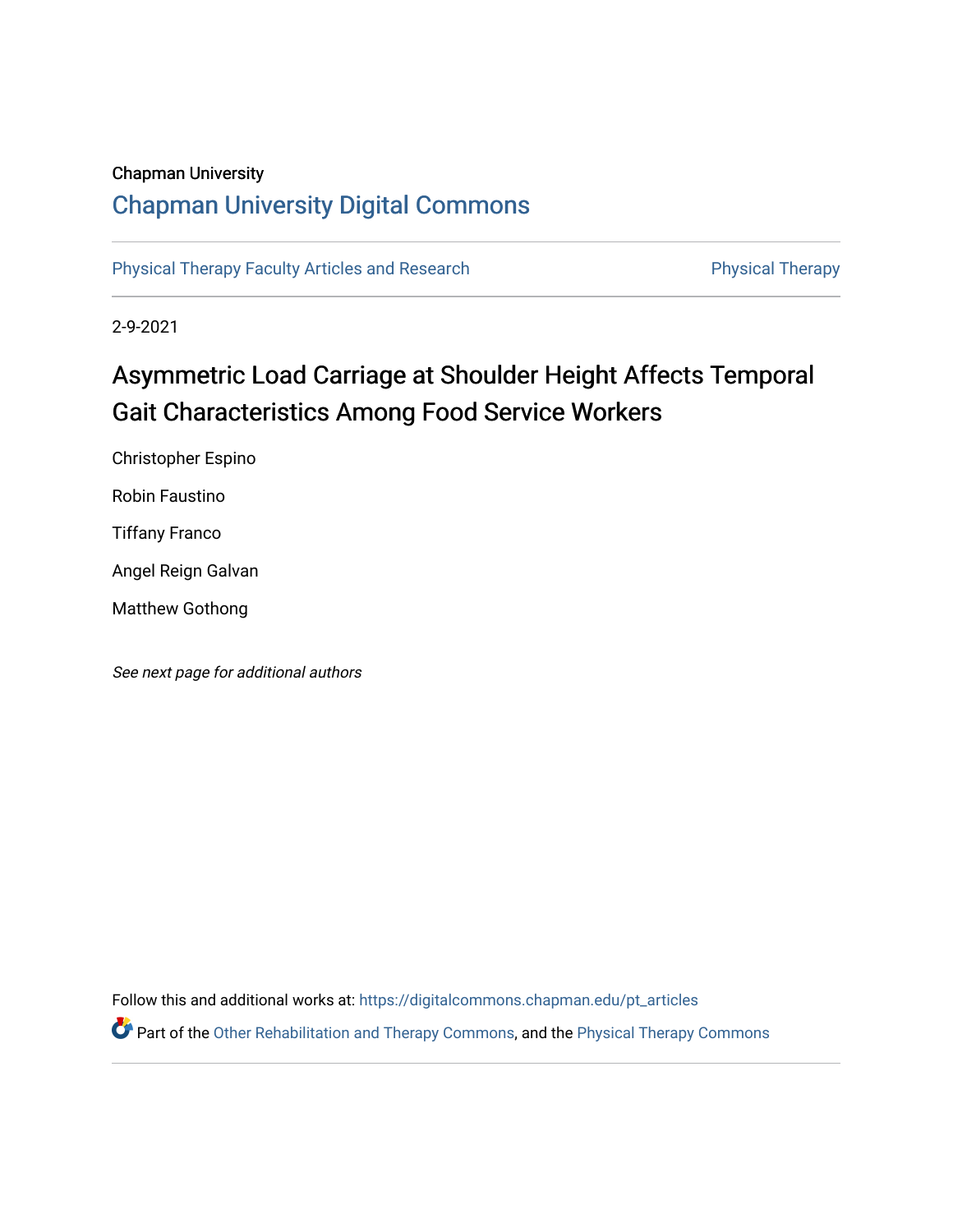Chapman University

## Chapman University Digital Commons

Physical Therapy Faculty Articles and Research

Physical Therapy

2-9-2021

# Asymmetric Load Carriage at Shoulder Height Affects Temporal Gait Characteristics Among Food Service Workers

Christopher Espino

Robin Faustino

Tiffany Franco

Angel Reign Galvan

Matthew Gothong

*See next page for additional authors*

Follow this and additional works at: https://digitalcommons.chapman.edu/pt_articles

Part of the Other Rehabilitation and Therapy Commons, and the Physical Therapy Commons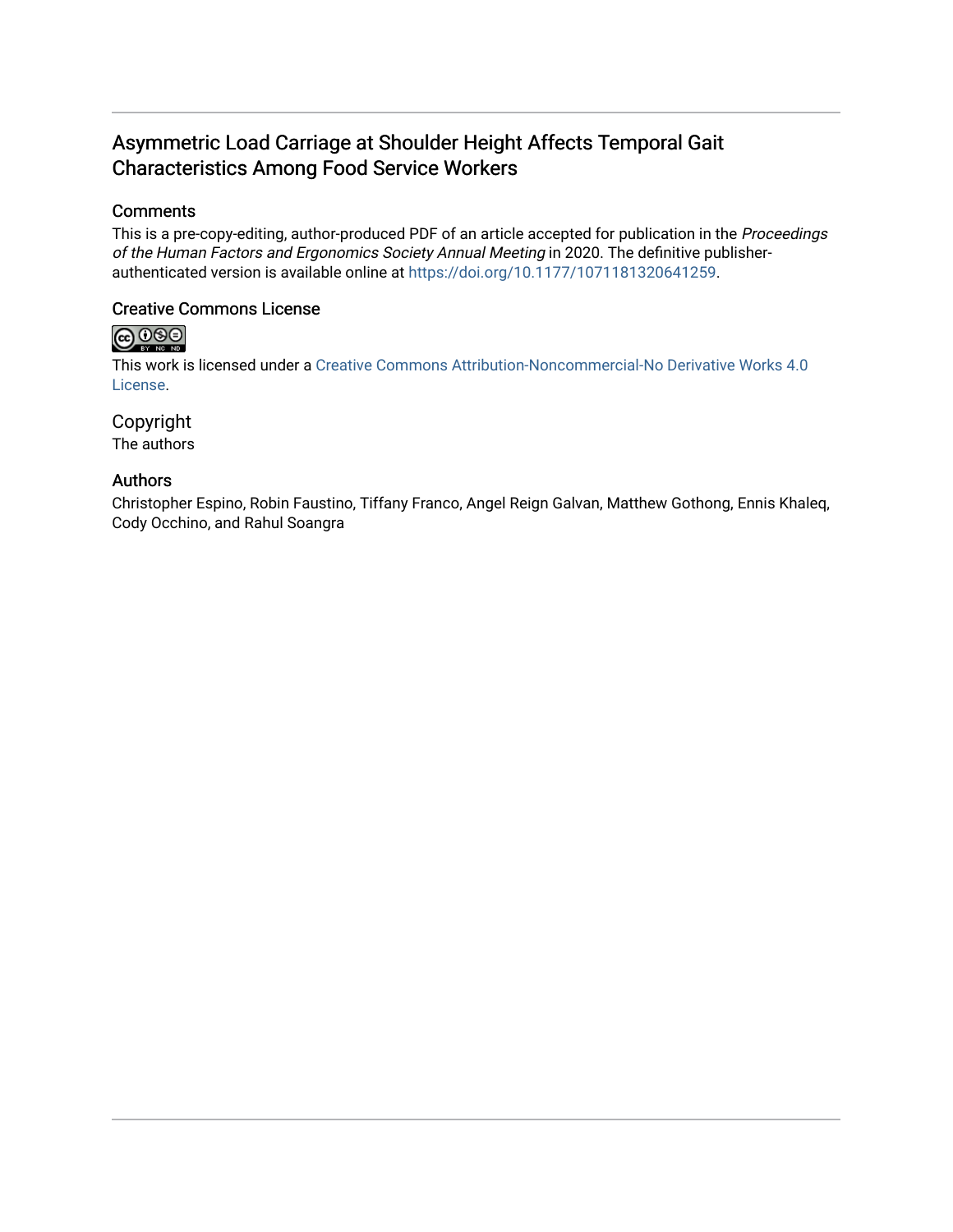# Asymmetric Load Carriage at Shoulder Height Affects Temporal Gait Characteristics Among Food Service Workers

## Comments

This is a pre-copy-editing, author-produced PDF of an article accepted for publication in the *Proceedings of the Human Factors and Ergonomics Society Annual Meeting* in 2020. The definitive publisher-authenticated version is available online at https://doi.org/10.1177/1071181320641259.

## Creative Commons License

This work is licensed under a Creative Commons Attribution-Noncommercial-No Derivative Works 4.0 License.

## Copyright

The authors

## Authors

Christopher Espino, Robin Faustino, Tiffany Franco, Angel Reign Galvan, Matthew Gothong, Ennis Khaleq, Cody Occhino, and Rahul Soangra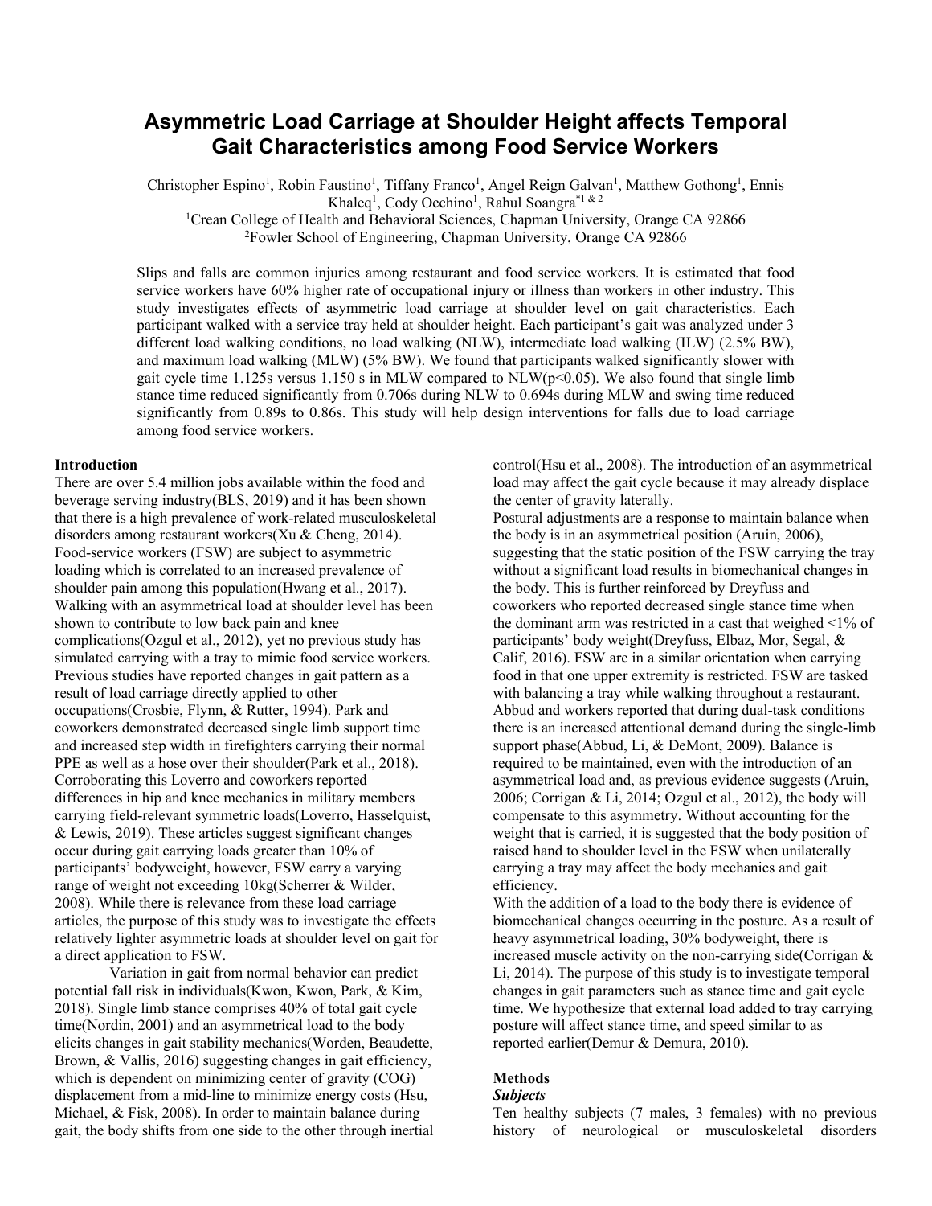# Asymmetric Load Carriage at Shoulder Height affects Temporal Gait Characteristics among Food Service Workers

Christopher Espino[1], Robin Faustino[1], Tiffany Franco[1], Angel Reign Galvan[1], Matthew Gothong[1], Ennis Khaleq[1], Cody Occhino[1], Rahul Soangra[*1 & 2]

[1]Crean College of Health and Behavioral Sciences, Chapman University, Orange CA 92866

[2]Fowler School of Engineering, Chapman University, Orange CA 92866

Slips and falls are common injuries among restaurant and food service workers. It is estimated that food service workers have 60% higher rate of occupational injury or illness than workers in other industry. This study investigates effects of asymmetric load carriage at shoulder level on gait characteristics. Each participant walked with a service tray held at shoulder height. Each participant's gait was analyzed under 3 different load walking conditions, no load walking (NLW), intermediate load walking (ILW) (2.5% BW), and maximum load walking (MLW) (5% BW). We found that participants walked significantly slower with gait cycle time 1.125s versus 1.150 s in MLW compared to NLW($p<0.05$). We also found that single limb stance time reduced significantly from 0.706s during NLW to 0.694s during MLW and swing time reduced significantly from 0.89s to 0.86s. This study will help design interventions for falls due to load carriage among food service workers.

## Introduction

There are over 5.4 million jobs available within the food and beverage serving industry(BLS, 2019) and it has been shown that there is a high prevalence of work-related musculoskeletal disorders among restaurant workers(Xu & Cheng, 2014). Food-service workers (FSW) are subject to asymmetric loading which is correlated to an increased prevalence of shoulder pain among this population(Hwang et al., 2017). Walking with an asymmetrical load at shoulder level has been shown to contribute to low back pain and knee complications(Ozgul et al., 2012), yet no previous study has simulated carrying with a tray to mimic food service workers. Previous studies have reported changes in gait pattern as a result of load carriage directly applied to other occupations(Crosbie, Flynn, & Rutter, 1994). Park and coworkers demonstrated decreased single limb support time and increased step width in firefighters carrying their normal PPE as well as a hose over their shoulder(Park et al., 2018). Corroborating this Loverro and coworkers reported differences in hip and knee mechanics in military members carrying field-relevant symmetric loads(Loverro, Hasselquist, & Lewis, 2019). These articles suggest significant changes occur during gait carrying loads greater than 10% of participants' bodyweight, however, FSW carry a varying range of weight not exceeding 10kg(Scherrer & Wilder, 2008). While there is relevance from these load carriage articles, the purpose of this study was to investigate the effects relatively lighter asymmetric loads at shoulder level on gait for a direct application to FSW.

Variation in gait from normal behavior can predict potential fall risk in individuals(Kwon, Kwon, Park, & Kim, 2018). Single limb stance comprises 40% of total gait cycle time(Nordin, 2001) and an asymmetrical load to the body elicits changes in gait stability mechanics(Worden, Beaudette, Brown, & Vallis, 2016) suggesting changes in gait efficiency, which is dependent on minimizing center of gravity (COG) displacement from a mid-line to minimize energy costs (Hsu, Michael, & Fisk, 2008). In order to maintain balance during gait, the body shifts from one side to the other through inertial control(Hsu et al., 2008). The introduction of an asymmetrical load may affect the gait cycle because it may already displace the center of gravity laterally.

Postural adjustments are a response to maintain balance when the body is in an asymmetrical position (Aruin, 2006), suggesting that the static position of the FSW carrying the tray without a significant load results in biomechanical changes in the body. This is further reinforced by Dreyfuss and coworkers who reported decreased single stance time when the dominant arm was restricted in a cast that weighed <1% of participants' body weight(Dreyfuss, Elbaz, Mor, Segal, & Calif, 2016). FSW are in a similar orientation when carrying food in that one upper extremity is restricted. FSW are tasked with balancing a tray while walking throughout a restaurant. Abbud and workers reported that during dual-task conditions there is an increased attentional demand during the single-limb support phase(Abbud, Li, & DeMont, 2009). Balance is required to be maintained, even with the introduction of an asymmetrical load and, as previous evidence suggests (Aruin, 2006; Corrigan & Li, 2014; Ozgul et al., 2012), the body will compensate to this asymmetry. Without accounting for the weight that is carried, it is suggested that the body position of raised hand to shoulder level in the FSW when unilaterally carrying a tray may affect the body mechanics and gait efficiency.

With the addition of a load to the body there is evidence of biomechanical changes occurring in the posture. As a result of heavy asymmetrical loading, 30% bodyweight, there is increased muscle activity on the non-carrying side(Corrigan & Li, 2014). The purpose of this study is to investigate temporal changes in gait parameters such as stance time and gait cycle time. We hypothesize that external load added to tray carrying posture will affect stance time, and speed similar to as reported earlier(Demur & Demura, 2010).

## Methods

### *Subjects*

Ten healthy subjects (7 males, 3 females) with no previous history of neurological or musculoskeletal disorders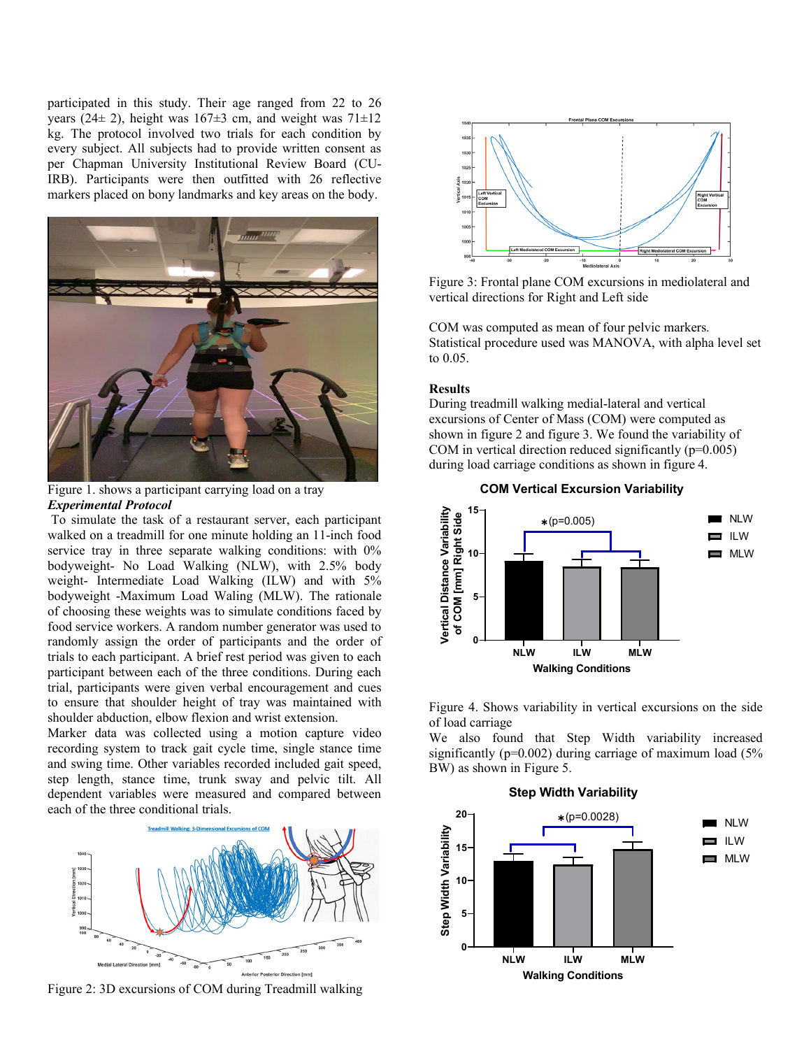participated in this study. Their age ranged from 22 to 26 years (24± 2), height was 167±3 cm, and weight was 71±12 kg. The protocol involved two trials for each condition by every subject. All subjects had to provide written consent as per Chapman University Institutional Review Board (CU-IRB). Participants were then outfitted with 26 reflective markers placed on bony landmarks and key areas on the body.

Figure 1. shows a participant carrying load on a tray

***Experimental Protocol***

To simulate the task of a restaurant server, each participant walked on a treadmill for one minute holding an 11-inch food service tray in three separate walking conditions: with 0% bodyweight- No Load Walking (NLW), with 2.5% body weight- Intermediate Load Walking (ILW) and with 5% bodyweight -Maximum Load Waling (MLW). The rationale of choosing these weights was to simulate conditions faced by food service workers. A random number generator was used to randomly assign the order of participants and the order of trials to each participant. A brief rest period was given to each participant between each of the three conditions. During each trial, participants were given verbal encouragement and cues to ensure that shoulder height of tray was maintained with shoulder abduction, elbow flexion and wrist extension.

Marker data was collected using a motion capture video recording system to track gait cycle time, single stance time and swing time. Other variables recorded included gait speed, step length, stance time, trunk sway and pelvic tilt. All dependent variables were measured and compared between each of the three conditional trials.

Figure 2: 3D excursions of COM during Treadmill walking

Figure 3: Frontal plane COM excursions in mediolateral and vertical directions for Right and Left side

COM was computed as mean of four pelvic markers. Statistical procedure used was MANOVA, with alpha level set to 0.05.

**Results**

During treadmill walking medial-lateral and vertical excursions of Center of Mass (COM) were computed as shown in figure 2 and figure 3. We found the variability of COM in vertical direction reduced significantly (p=0.005) during load carriage conditions as shown in figure 4.

Figure 4. Shows variability in vertical excursions on the side of load carriage

We also found that Step Width variability increased significantly (p=0.002) during carriage of maximum load (5% BW) as shown in Figure 5.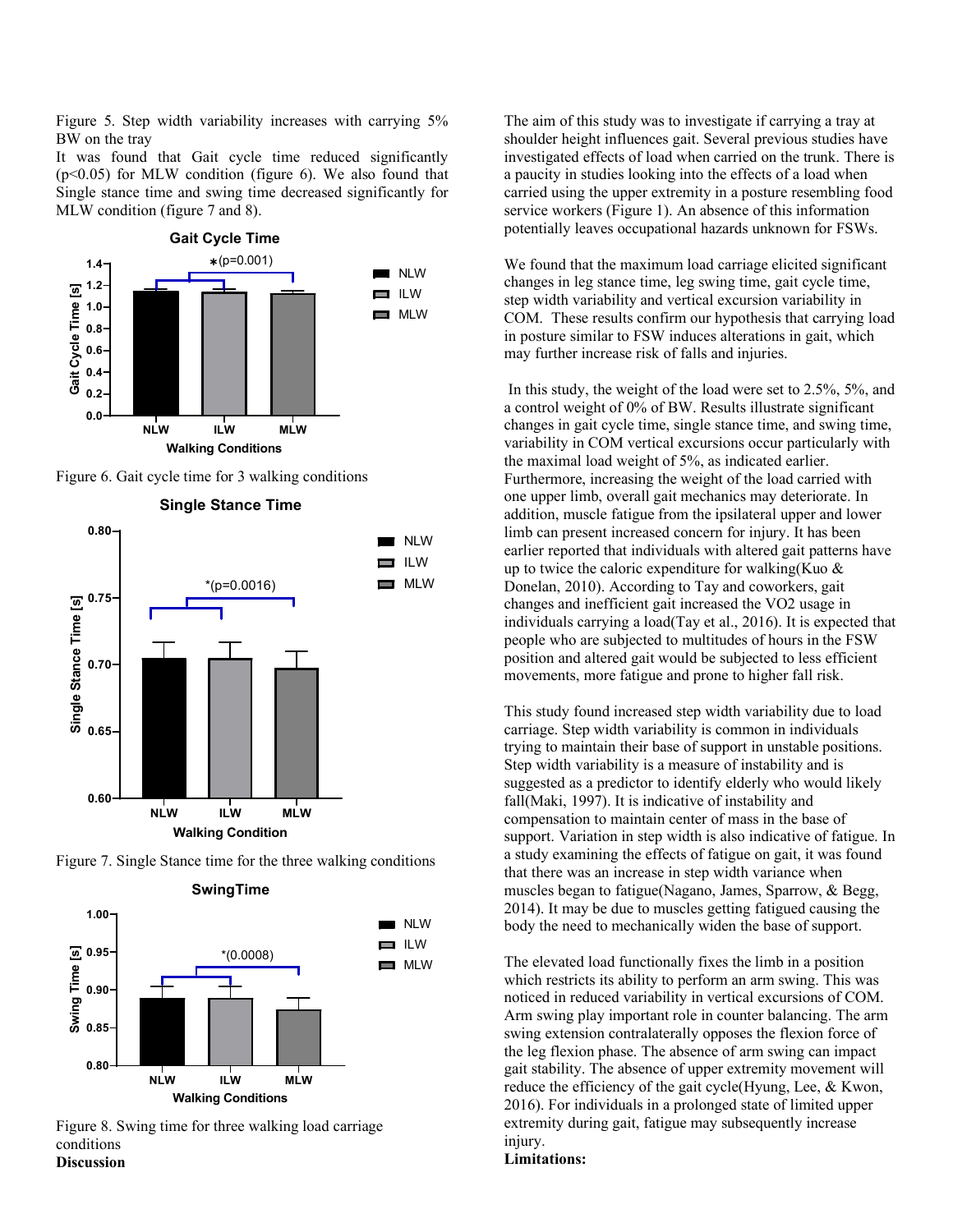Figure 5. Step width variability increases with carrying 5% BW on the tray

It was found that Gait cycle time reduced significantly ($p<0.05$) for MLW condition (figure 6). We also found that Single stance time and swing time decreased significantly for MLW condition (figure 7 and 8).

Figure 6. Gait cycle time for 3 walking conditions

Figure 7. Single Stance time for the three walking conditions

Figure 8. Swing time for three walking load carriage conditions

**Discussion**

The aim of this study was to investigate if carrying a tray at shoulder height influences gait. Several previous studies have investigated effects of load when carried on the trunk. There is a paucity in studies looking into the effects of a load when carried using the upper extremity in a posture resembling food service workers (Figure 1). An absence of this information potentially leaves occupational hazards unknown for FSWs.

We found that the maximum load carriage elicited significant changes in leg stance time, leg swing time, gait cycle time, step width variability and vertical excursion variability in COM. These results confirm our hypothesis that carrying load in posture similar to FSW induces alterations in gait, which may further increase risk of falls and injuries.

In this study, the weight of the load were set to 2.5%, 5%, and a control weight of 0% of BW. Results illustrate significant changes in gait cycle time, single stance time, and swing time, variability in COM vertical excursions occur particularly with the maximal load weight of 5%, as indicated earlier. Furthermore, increasing the weight of the load carried with one upper limb, overall gait mechanics may deteriorate. In addition, muscle fatigue from the ipsilateral upper and lower limb can present increased concern for injury. It has been earlier reported that individuals with altered gait patterns have up to twice the caloric expenditure for walking(Kuo & Donelan, 2010). According to Tay and coworkers, gait changes and inefficient gait increased the VO2 usage in individuals carrying a load(Tay et al., 2016). It is expected that people who are subjected to multitudes of hours in the FSW position and altered gait would be subjected to less efficient movements, more fatigue and prone to higher fall risk.

This study found increased step width variability due to load carriage. Step width variability is common in individuals trying to maintain their base of support in unstable positions. Step width variability is a measure of instability and is suggested as a predictor to identify elderly who would likely fall(Maki, 1997). It is indicative of instability and compensation to maintain center of mass in the base of support. Variation in step width is also indicative of fatigue. In a study examining the effects of fatigue on gait, it was found that there was an increase in step width variance when muscles began to fatigue(Nagano, James, Sparrow, & Begg, 2014). It may be due to muscles getting fatigued causing the body the need to mechanically widen the base of support.

The elevated load functionally fixes the limb in a position which restricts its ability to perform an arm swing. This was noticed in reduced variability in vertical excursions of COM. Arm swing play important role in counter balancing. The arm swing extension contralaterally opposes the flexion force of the leg flexion phase. The absence of arm swing can impact gait stability. The absence of upper extremity movement will reduce the efficiency of the gait cycle(Hyung, Lee, & Kwon, 2016). For individuals in a prolonged state of limited upper extremity during gait, fatigue may subsequently increase injury.

**Limitations:**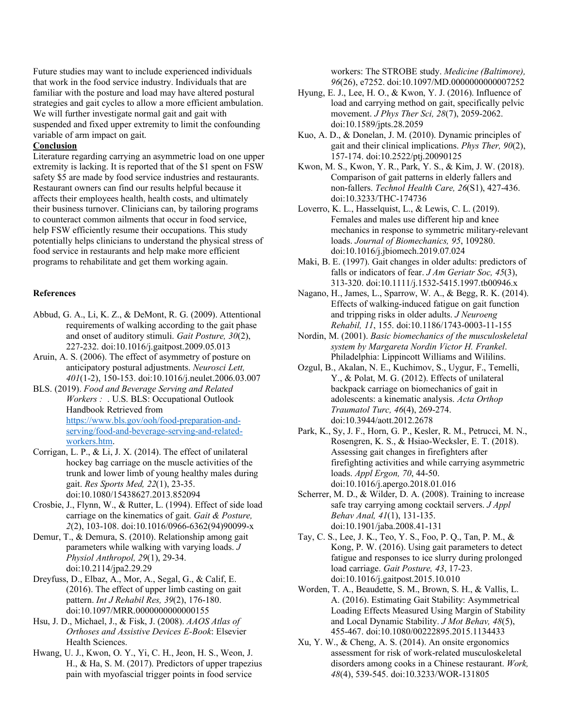Future studies may want to include experienced individuals that work in the food service industry. Individuals that are familiar with the posture and load may have altered postural strategies and gait cycles to allow a more efficient ambulation. We will further investigate normal gait and gait with suspended and fixed upper extremity to limit the confounding variable of arm impact on gait.

## Conclusion

Literature regarding carrying an asymmetric load on one upper extremity is lacking. It is reported that of the $1 spent on FSW safety $5 are made by food service industries and restaurants. Restaurant owners can find our results helpful because it affects their employees health, health costs, and ultimately their business turnover. Clinicians can, by tailoring programs to counteract common ailments that occur in food service, help FSW efficiently resume their occupations. This study potentially helps clinicians to understand the physical stress of food service in restaurants and help make more efficient programs to rehabilitate and get them working again.

## References

Abbud, G. A., Li, K. Z., & DeMont, R. G. (2009). Attentional requirements of walking according to the gait phase and onset of auditory stimuli. *Gait Posture, 30*(2), 227-232. doi:10.1016/j.gaitpost.2009.05.013

Aruin, A. S. (2006). The effect of asymmetry of posture on anticipatory postural adjustments. *Neurosci Lett, 401*(1-2), 150-153. doi:10.1016/j.neulet.2006.03.007

BLS. (2019). *Food and Beverage Serving and Related Workers :* . U.S. BLS: Occupational Outlook Handbook Retrieved from https://www.bls.gov/ooh/food-preparation-and-serving/food-and-beverage-serving-and-related-workers.htm.

Corrigan, L. P., & Li, J. X. (2014). The effect of unilateral hockey bag carriage on the muscle activities of the trunk and lower limb of young healthy males during gait. *Res Sports Med, 22*(1), 23-35. doi:10.1080/15438627.2013.852094

Crosbie, J., Flynn, W., & Rutter, L. (1994). Effect of side load carriage on the kinematics of gait. *Gait & Posture, 2*(2), 103-108. doi:10.1016/0966-6362(94)90099-x

Demur, T., & Demura, S. (2010). Relationship among gait parameters while walking with varying loads. *J Physiol Anthropol, 29*(1), 29-34. doi:10.2114/jpa2.29.29

Dreyfuss, D., Elbaz, A., Mor, A., Segal, G., & Calif, E. (2016). The effect of upper limb casting on gait pattern. *Int J Rehabil Res, 39*(2), 176-180. doi:10.1097/MRR.0000000000000155

Hsu, J. D., Michael, J., & Fisk, J. (2008). *AAOS Atlas of Orthoses and Assistive Devices E-Book*: Elsevier Health Sciences.

Hwang, U. J., Kwon, O. Y., Yi, C. H., Jeon, H. S., Weon, J. H., & Ha, S. M. (2017). Predictors of upper trapezius pain with myofascial trigger points in food service workers: The STROBE study. *Medicine (Baltimore), 96*(26), e7252. doi:10.1097/MD.0000000000007252

Hyung, E. J., Lee, H. O., & Kwon, Y. J. (2016). Influence of load and carrying method on gait, specifically pelvic movement. *J Phys Ther Sci, 28*(7), 2059-2062. doi:10.1589/jpts.28.2059

Kuo, A. D., & Donelan, J. M. (2010). Dynamic principles of gait and their clinical implications. *Phys Ther, 90*(2), 157-174. doi:10.2522/ptj.20090125

Kwon, M. S., Kwon, Y. R., Park, Y. S., & Kim, J. W. (2018). Comparison of gait patterns in elderly fallers and non-fallers. *Technol Health Care, 26*(S1), 427-436. doi:10.3233/THC-174736

Loverro, K. L., Hasselquist, L., & Lewis, C. L. (2019). Females and males use different hip and knee mechanics in response to symmetric military-relevant loads. *Journal of Biomechanics, 95*, 109280. doi:10.1016/j.jbiomech.2019.07.024

Maki, B. E. (1997). Gait changes in older adults: predictors of falls or indicators of fear. *J Am Geriatr Soc, 45*(3), 313-320. doi:10.1111/j.1532-5415.1997.tb00946.x

Nagano, H., James, L., Sparrow, W. A., & Begg, R. K. (2014). Effects of walking-induced fatigue on gait function and tripping risks in older adults. *J Neuroeng Rehabil, 11*, 155. doi:10.1186/1743-0003-11-155

Nordin, M. (2001). *Basic biomechanics of the musculoskeletal system by Margareta Nordin Victor H. Frankel*. Philadelphia: Lippincott Williams and Wililins.

Ozgul, B., Akalan, N. E., Kuchimov, S., Uygur, F., Temelli, Y., & Polat, M. G. (2012). Effects of unilateral backpack carriage on biomechanics of gait in adolescents: a kinematic analysis. *Acta Orthop Traumatol Turc, 46*(4), 269-274. doi:10.3944/aott.2012.2678

Park, K., Sy, J. F., Horn, G. P., Kesler, R. M., Petrucci, M. N., Rosengren, K. S., & Hsiao-Wecksler, E. T. (2018). Assessing gait changes in firefighters after firefighting activities and while carrying asymmetric loads. *Appl Ergon, 70*, 44-50. doi:10.1016/j.apergo.2018.01.016

Scherrer, M. D., & Wilder, D. A. (2008). Training to increase safe tray carrying among cocktail servers. *J Appl Behav Anal, 41*(1), 131-135. doi:10.1901/jaba.2008.41-131

Tay, C. S., Lee, J. K., Teo, Y. S., Foo, P. Q., Tan, P. M., & Kong, P. W. (2016). Using gait parameters to detect fatigue and responses to ice slurry during prolonged load carriage. *Gait Posture, 43*, 17-23. doi:10.1016/j.gaitpost.2015.10.010

Worden, T. A., Beaudette, S. M., Brown, S. H., & Vallis, L. A. (2016). Estimating Gait Stability: Asymmetrical Loading Effects Measured Using Margin of Stability and Local Dynamic Stability. *J Mot Behav, 48*(5), 455-467. doi:10.1080/00222895.2015.1134433

Xu, Y. W., & Cheng, A. S. (2014). An onsite ergonomics assessment for risk of work-related musculoskeletal disorders among cooks in a Chinese restaurant. *Work, 48*(4), 539-545. doi:10.3233/WOR-131805